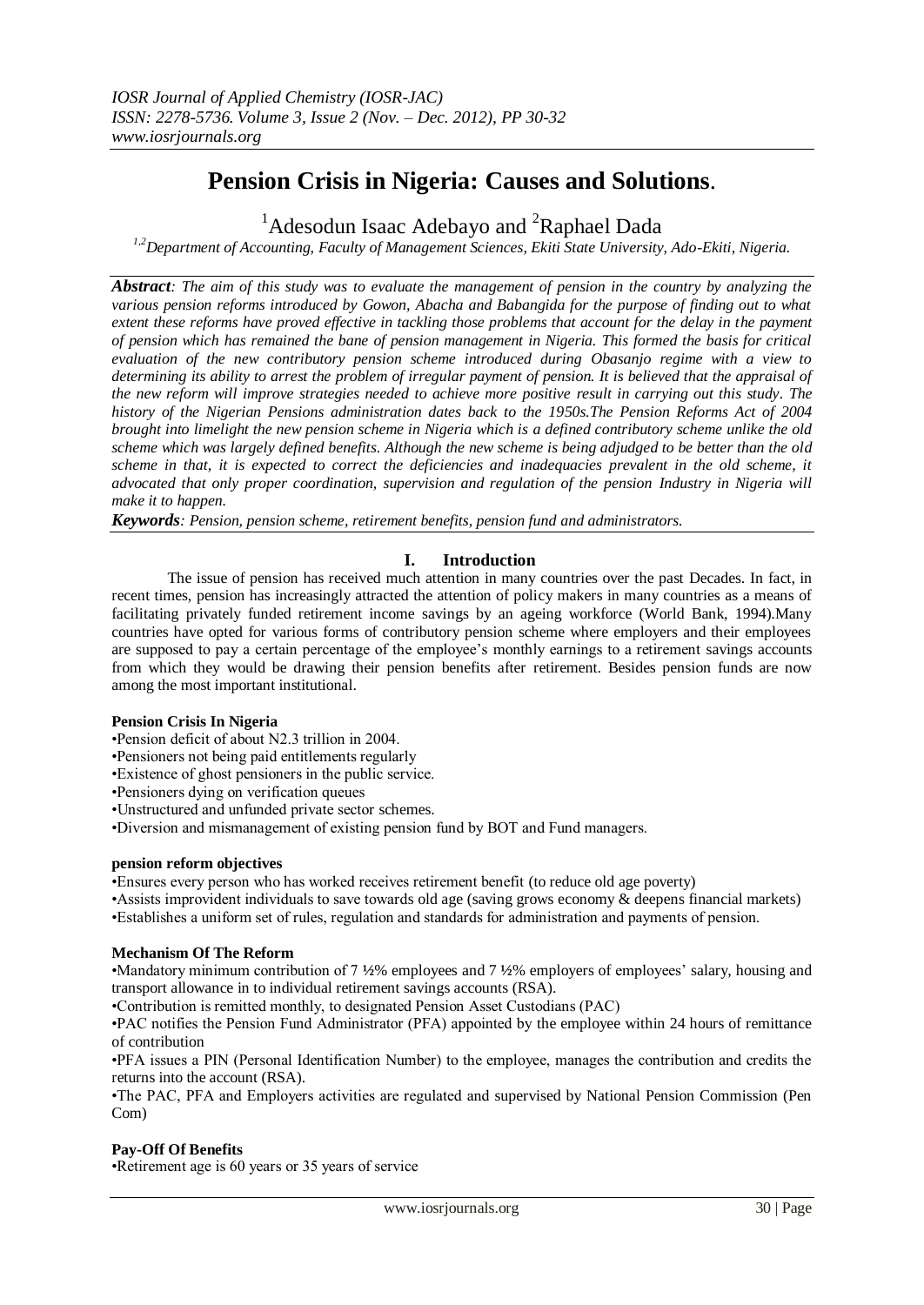# Pension Crisis in Nigeria: Causes and Solutions.

[1]Adesodun Isaac Adebayo and [2]Raphael Dada

[1,2]*Department of Accounting, Faculty of Management Sciences, Ekiti State University, Ado-Ekiti, Nigeria.*

***Abstract****: The aim of this study was to evaluate the management of pension in the country by analyzing the various pension reforms introduced by Gowon, Abacha and Babangida for the purpose of finding out to what extent these reforms have proved effective in tackling those problems that account for the delay in the payment of pension which has remained the bane of pension management in Nigeria. This formed the basis for critical evaluation of the new contributory pension scheme introduced during Obasanjo regime with a view to determining its ability to arrest the problem of irregular payment of pension. It is believed that the appraisal of the new reform will improve strategies needed to achieve more positive result in carrying out this study. The history of the Nigerian Pensions administration dates back to the 1950s.The Pension Reforms Act of 2004 brought into limelight the new pension scheme in Nigeria which is a defined contributory scheme unlike the old scheme which was largely defined benefits. Although the new scheme is being adjudged to be better than the old scheme in that, it is expected to correct the deficiencies and inadequacies prevalent in the old scheme, it advocated that only proper coordination, supervision and regulation of the pension Industry in Nigeria will make it to happen.*

***Keywords****: Pension, pension scheme, retirement benefits, pension fund and administrators.*

## I. Introduction

The issue of pension has received much attention in many countries over the past Decades. In fact, in recent times, pension has increasingly attracted the attention of policy makers in many countries as a means of facilitating privately funded retirement income savings by an ageing workforce (World Bank, 1994).Many countries have opted for various forms of contributory pension scheme where employers and their employees are supposed to pay a certain percentage of the employee's monthly earnings to a retirement savings accounts from which they would be drawing their pension benefits after retirement. Besides pension funds are now among the most important institutional.

**Pension Crisis In Nigeria**

- Pension deficit of about N2.3 trillion in 2004.
- Pensioners not being paid entitlements regularly
- Existence of ghost pensioners in the public service.
- Pensioners dying on verification queues
- Unstructured and unfunded private sector schemes.
- Diversion and mismanagement of existing pension fund by BOT and Fund managers.

**pension reform objectives**

- Ensures every person who has worked receives retirement benefit (to reduce old age poverty)
- Assists improvident individuals to save towards old age (saving grows economy & deepens financial markets)
- Establishes a uniform set of rules, regulation and standards for administration and payments of pension.

**Mechanism Of The Reform**

- Mandatory minimum contribution of 7 ½% employees and 7 ½% employers of employees' salary, housing and transport allowance in to individual retirement savings accounts (RSA).
- Contribution is remitted monthly, to designated Pension Asset Custodians (PAC)
- PAC notifies the Pension Fund Administrator (PFA) appointed by the employee within 24 hours of remittance of contribution
- PFA issues a PIN (Personal Identification Number) to the employee, manages the contribution and credits the returns into the account (RSA).
- The PAC, PFA and Employers activities are regulated and supervised by National Pension Commission (Pen Com)

**Pay-Off Of Benefits**

- Retirement age is 60 years or 35 years of service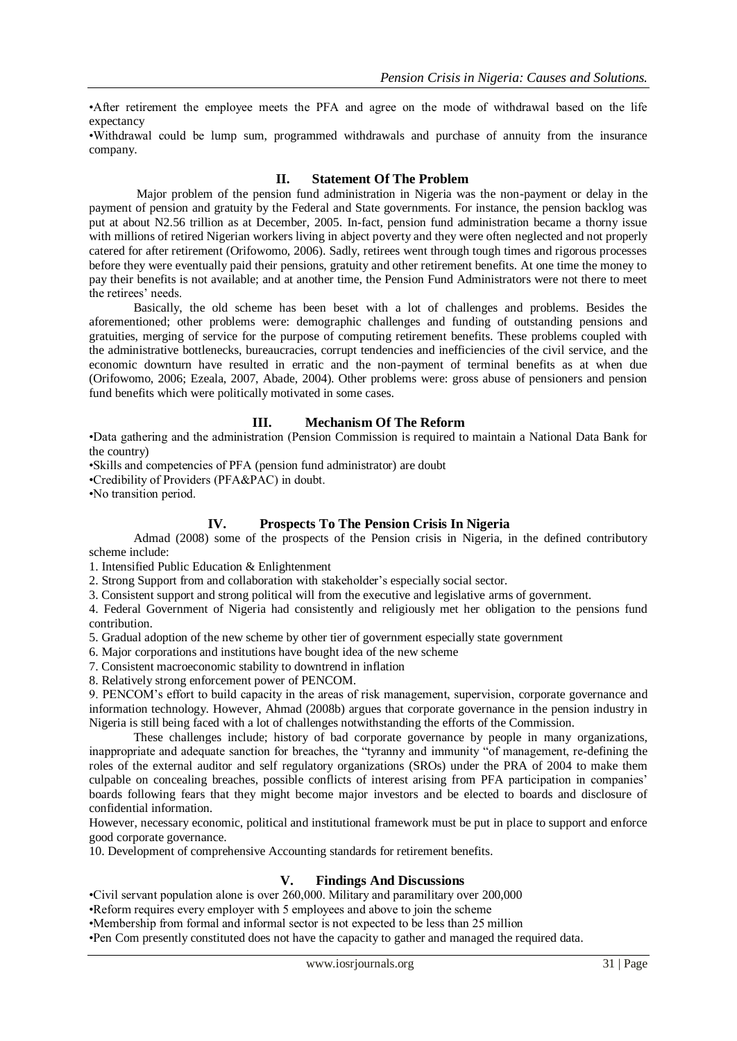•After retirement the employee meets the PFA and agree on the mode of withdrawal based on the life expectancy

•Withdrawal could be lump sum, programmed withdrawals and purchase of annuity from the insurance company.

## II. Statement Of The Problem

Major problem of the pension fund administration in Nigeria was the non-payment or delay in the payment of pension and gratuity by the Federal and State governments. For instance, the pension backlog was put at about N2.56 trillion as at December, 2005. In-fact, pension fund administration became a thorny issue with millions of retired Nigerian workers living in abject poverty and they were often neglected and not properly catered for after retirement (Orifowomo, 2006). Sadly, retirees went through tough times and rigorous processes before they were eventually paid their pensions, gratuity and other retirement benefits. At one time the money to pay their benefits is not available; and at another time, the Pension Fund Administrators were not there to meet the retirees' needs.

Basically, the old scheme has been beset with a lot of challenges and problems. Besides the aforementioned; other problems were: demographic challenges and funding of outstanding pensions and gratuities, merging of service for the purpose of computing retirement benefits. These problems coupled with the administrative bottlenecks, bureaucracies, corrupt tendencies and inefficiencies of the civil service, and the economic downturn have resulted in erratic and the non-payment of terminal benefits as at when due (Orifowomo, 2006; Ezeala, 2007, Abade, 2004). Other problems were: gross abuse of pensioners and pension fund benefits which were politically motivated in some cases.

## III. Mechanism Of The Reform

•Data gathering and the administration (Pension Commission is required to maintain a National Data Bank for the country)

•Skills and competencies of PFA (pension fund administrator) are doubt

•Credibility of Providers (PFA&PAC) in doubt.

•No transition period.

## IV. Prospects To The Pension Crisis In Nigeria

Admad (2008) some of the prospects of the Pension crisis in Nigeria, in the defined contributory scheme include:

1. Intensified Public Education & Enlightenment
2. Strong Support from and collaboration with stakeholder's especially social sector.
3. Consistent support and strong political will from the executive and legislative arms of government.
4. Federal Government of Nigeria had consistently and religiously met her obligation to the pensions fund contribution.
5. Gradual adoption of the new scheme by other tier of government especially state government
6. Major corporations and institutions have bought idea of the new scheme
7. Consistent macroeconomic stability to downtrend in inflation
8. Relatively strong enforcement power of PENCOM.
9. PENCOM's effort to build capacity in the areas of risk management, supervision, corporate governance and information technology. However, Ahmad (2008b) argues that corporate governance in the pension industry in Nigeria is still being faced with a lot of challenges notwithstanding the efforts of the Commission.

These challenges include; history of bad corporate governance by people in many organizations, inappropriate and adequate sanction for breaches, the "tyranny and immunity "of management, re-defining the roles of the external auditor and self regulatory organizations (SROs) under the PRA of 2004 to make them culpable on concealing breaches, possible conflicts of interest arising from PFA participation in companies' boards following fears that they might become major investors and be elected to boards and disclosure of confidential information.

However, necessary economic, political and institutional framework must be put in place to support and enforce good corporate governance.

10. Development of comprehensive Accounting standards for retirement benefits.

## V. Findings And Discussions

•Civil servant population alone is over 260,000. Military and paramilitary over 200,000

•Reform requires every employer with 5 employees and above to join the scheme

•Membership from formal and informal sector is not expected to be less than 25 million

•Pen Com presently constituted does not have the capacity to gather and managed the required data.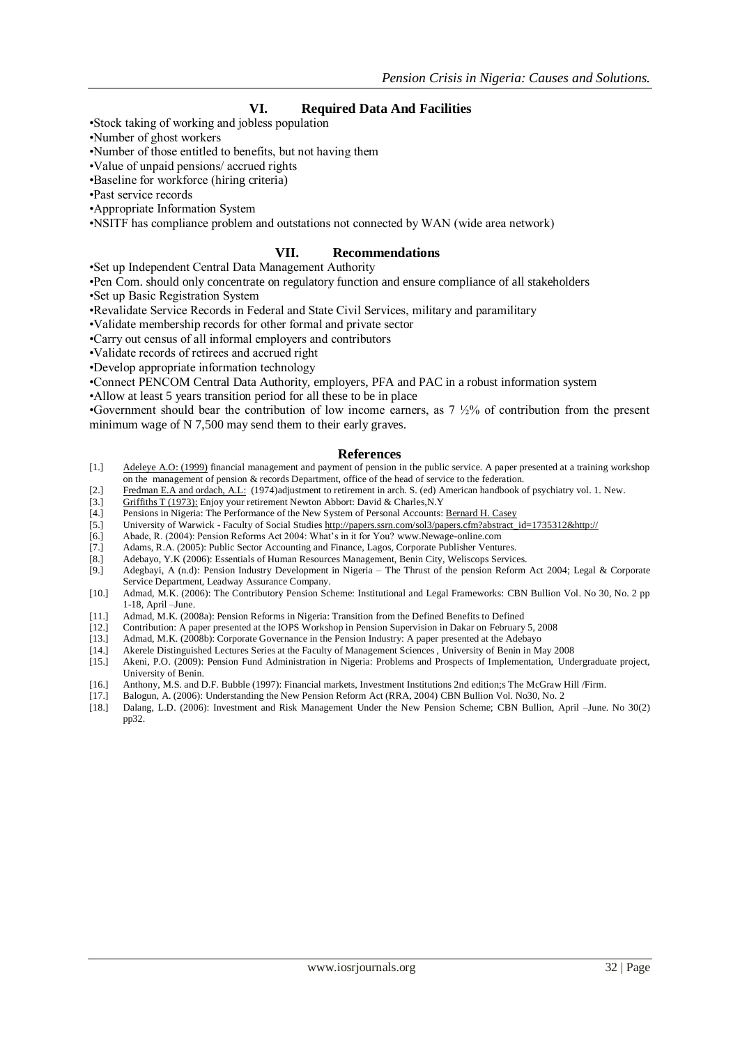## VI. Required Data And Facilities

- •Stock taking of working and jobless population
- •Number of ghost workers
- •Number of those entitled to benefits, but not having them
- •Value of unpaid pensions/ accrued rights
- •Baseline for workforce (hiring criteria)
- •Past service records
- •Appropriate Information System
- •NSITF has compliance problem and outstations not connected by WAN (wide area network)

## VII. Recommendations

- •Set up Independent Central Data Management Authority
- •Pen Com. should only concentrate on regulatory function and ensure compliance of all stakeholders
- •Set up Basic Registration System
- •Revalidate Service Records in Federal and State Civil Services, military and paramilitary
- •Validate membership records for other formal and private sector
- •Carry out census of all informal employers and contributors
- •Validate records of retirees and accrued right
- •Develop appropriate information technology
- •Connect PENCOM Central Data Authority, employers, PFA and PAC in a robust information system
- •Allow at least 5 years transition period for all these to be in place
- •Government should bear the contribution of low income earners, as 7 ½% of contribution from the present minimum wage of N 7,500 may send them to their early graves.

## References

[1.] Adeleye A.O: (1999) financial management and payment of pension in the public service. A paper presented at a training workshop on the management of pension & records Department, office of the head of service to the federation.

[2.] Fredman E.A and ordach, A.L: (1974)adjustment to retirement in arch. S. (ed) American handbook of psychiatry vol. 1. New.

[3.] Griffiths T (1973): Enjoy your retirement Newton Abbort: David & Charles,N.Y

[4.] Pensions in Nigeria: The Performance of the New System of Personal Accounts: Bernard H. Casey

[5.] University of Warwick - Faculty of Social Studies http://papers.ssrn.com/sol3/papers.cfm?abstract_id=1735312&http://

[6.] Abade, R. (2004): Pension Reforms Act 2004: What's in it for You? www.Newage-online.com

[7.] Adams, R.A. (2005): Public Sector Accounting and Finance, Lagos, Corporate Publisher Ventures.

[8.] Adebayo, Y.K (2006): Essentials of Human Resources Management, Benin City, Weliscops Services.

[9.] Adegbayi, A (n.d): Pension Industry Development in Nigeria – The Thrust of the pension Reform Act 2004; Legal & Corporate Service Department, Leadway Assurance Company.

[10.] Admad, M.K. (2006): The Contributory Pension Scheme: Institutional and Legal Frameworks: CBN Bullion Vol. No 30, No. 2 pp 1-18, April –June.

[11.] Admad, M.K. (2008a): Pension Reforms in Nigeria: Transition from the Defined Benefits to Defined

[12.] Contribution: A paper presented at the IOPS Workshop in Pension Supervision in Dakar on February 5, 2008

[13.] Admad, M.K. (2008b): Corporate Governance in the Pension Industry: A paper presented at the Adebayo

[14.] Akerele Distinguished Lectures Series at the Faculty of Management Sciences , University of Benin in May 2008

[15.] Akeni, P.O. (2009): Pension Fund Administration in Nigeria: Problems and Prospects of Implementation, Undergraduate project, University of Benin.

[16.] Anthony, M.S. and D.F. Bubble (1997): Financial markets, Investment Institutions 2nd edition;s The McGraw Hill /Firm.

[17.] Balogun, A. (2006): Understanding the New Pension Reform Act (RRA, 2004) CBN Bullion Vol. No30, No. 2

[18.] Dalang, L.D. (2006): Investment and Risk Management Under the New Pension Scheme; CBN Bullion, April –June. No 30(2) pp32.